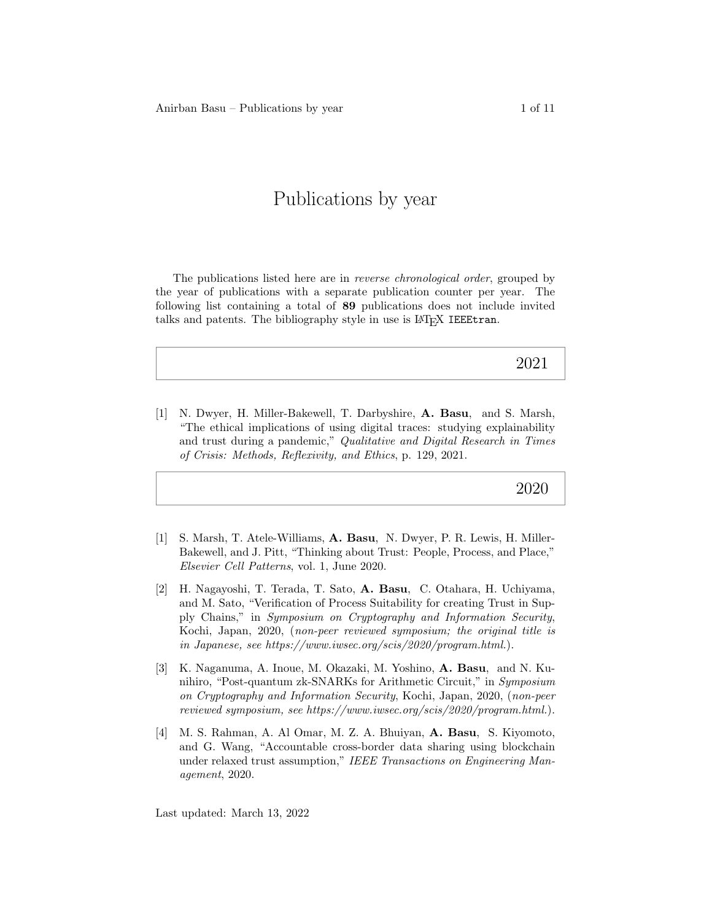# Publications by year

The publications listed here are in *reverse chronological order*, grouped by the year of publications with a separate publication counter per year. The following list containing a total of **89** publications does not include invited talks and patents. The bibliography style in use is LaTeX `IEEEtran`.

## 2021

[1] N. Dwyer, H. Miller-Bakewell, T. Darbyshire, **A. Basu**, and S. Marsh, "The ethical implications of using digital traces: studying explainability and trust during a pandemic," *Qualitative and Digital Research in Times of Crisis: Methods, Reflexivity, and Ethics*, p. 129, 2021.

## 2020

[1] S. Marsh, T. Atele-Williams, **A. Basu**, N. Dwyer, P. R. Lewis, H. Miller-Bakewell, and J. Pitt, "Thinking about Trust: People, Process, and Place," *Elsevier Cell Patterns*, vol. 1, June 2020.

[2] H. Nagayoshi, T. Terada, T. Sato, **A. Basu**, C. Otahara, H. Uchiyama, and M. Sato, "Verification of Process Suitability for creating Trust in Supply Chains," in *Symposium on Cryptography and Information Security*, Kochi, Japan, 2020, (*non-peer reviewed symposium; the original title is in Japanese, see https://www.iwsec.org/scis/2020/program.html.*).

[3] K. Naganuma, A. Inoue, M. Okazaki, M. Yoshino, **A. Basu**, and N. Kunihiro, "Post-quantum zk-SNARKs for Arithmetic Circuit," in *Symposium on Cryptography and Information Security*, Kochi, Japan, 2020, (*non-peer reviewed symposium, see https://www.iwsec.org/scis/2020/program.html.*).

[4] M. S. Rahman, A. Al Omar, M. Z. A. Bhuiyan, **A. Basu**, S. Kiyomoto, and G. Wang, "Accountable cross-border data sharing using blockchain under relaxed trust assumption," *IEEE Transactions on Engineering Management*, 2020.

Last updated: March 13, 2022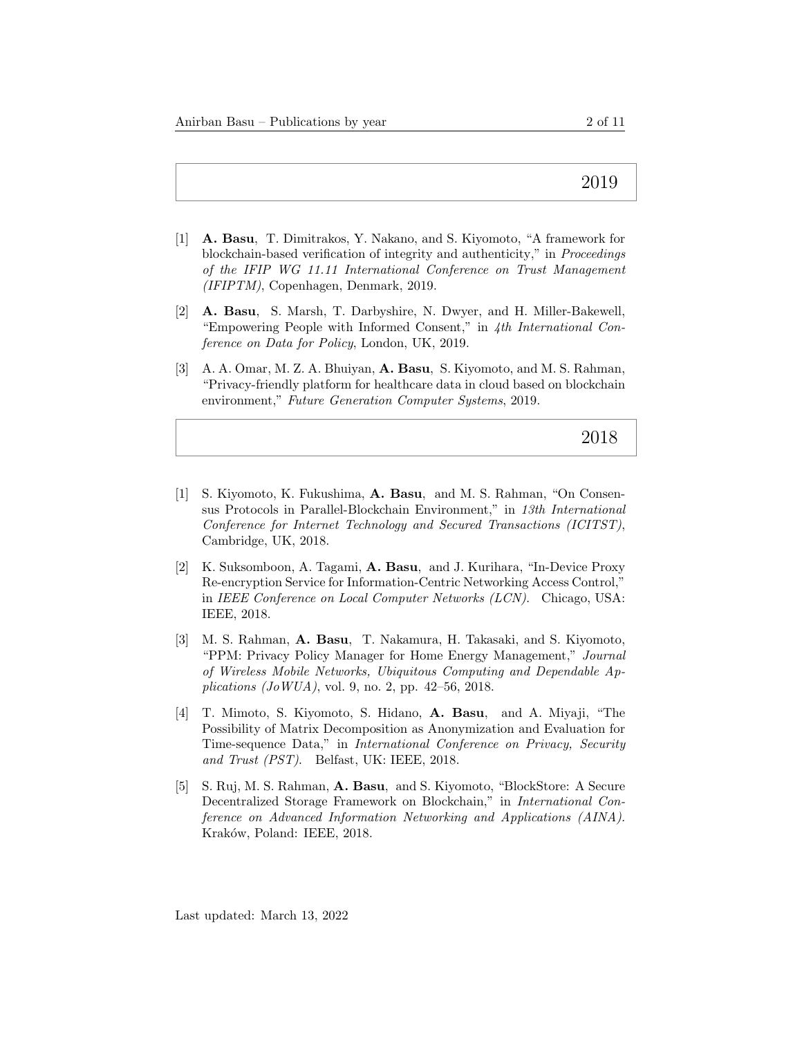## 2019

[1] **A. Basu**, T. Dimitrakos, Y. Nakano, and S. Kiyomoto, "A framework for blockchain-based verification of integrity and authenticity," in *Proceedings of the IFIP WG 11.11 International Conference on Trust Management (IFIPTM)*, Copenhagen, Denmark, 2019.

[2] **A. Basu**, S. Marsh, T. Darbyshire, N. Dwyer, and H. Miller-Bakewell, "Empowering People with Informed Consent," in *4th International Conference on Data for Policy*, London, UK, 2019.

[3] A. A. Omar, M. Z. A. Bhuiyan, **A. Basu**, S. Kiyomoto, and M. S. Rahman, "Privacy-friendly platform for healthcare data in cloud based on blockchain environment," *Future Generation Computer Systems*, 2019.

## 2018

[1] S. Kiyomoto, K. Fukushima, **A. Basu**, and M. S. Rahman, "On Consensus Protocols in Parallel-Blockchain Environment," in *13th International Conference for Internet Technology and Secured Transactions (ICITST)*, Cambridge, UK, 2018.

[2] K. Suksomboon, A. Tagami, **A. Basu**, and J. Kurihara, "In-Device Proxy Re-encryption Service for Information-Centric Networking Access Control," in *IEEE Conference on Local Computer Networks (LCN)*. Chicago, USA: IEEE, 2018.

[3] M. S. Rahman, **A. Basu**, T. Nakamura, H. Takasaki, and S. Kiyomoto, "PPM: Privacy Policy Manager for Home Energy Management," *Journal of Wireless Mobile Networks, Ubiquitous Computing and Dependable Applications (JoWUA)*, vol. 9, no. 2, pp. 42–56, 2018.

[4] T. Mimoto, S. Kiyomoto, S. Hidano, **A. Basu**, and A. Miyaji, "The Possibility of Matrix Decomposition as Anonymization and Evaluation for Time-sequence Data," in *International Conference on Privacy, Security and Trust (PST)*. Belfast, UK: IEEE, 2018.

[5] S. Ruj, M. S. Rahman, **A. Basu**, and S. Kiyomoto, "BlockStore: A Secure Decentralized Storage Framework on Blockchain," in *International Conference on Advanced Information Networking and Applications (AINA)*. Kraków, Poland: IEEE, 2018.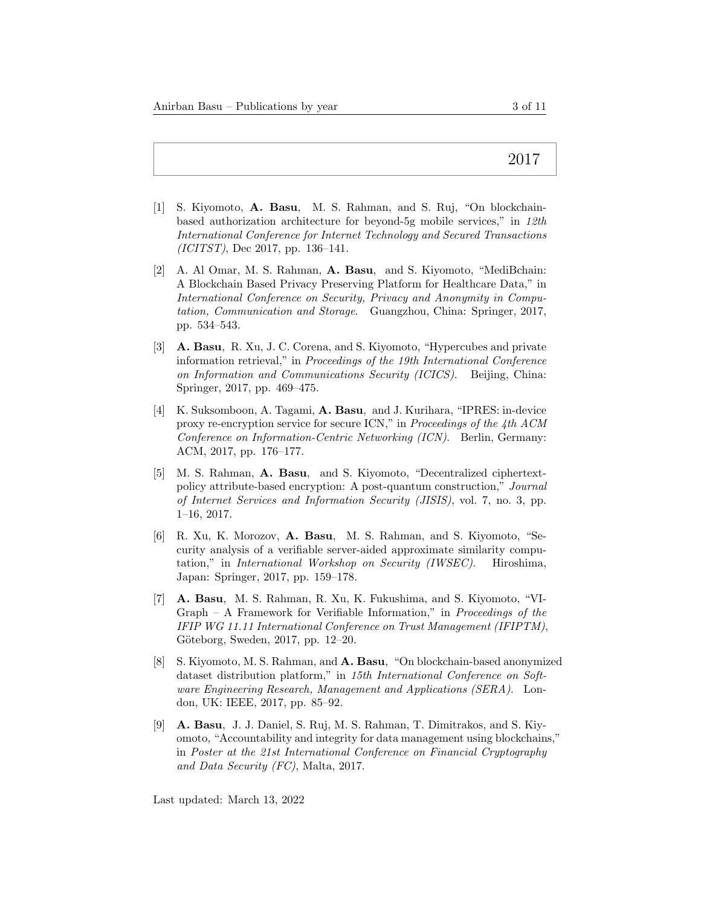## 2017

[1] S. Kiyomoto, **A. Basu**, M. S. Rahman, and S. Ruj, "On blockchain-based authorization architecture for beyond-5g mobile services," in *12th International Conference for Internet Technology and Secured Transactions (ICITST)*, Dec 2017, pp. 136–141.

[2] A. Al Omar, M. S. Rahman, **A. Basu**, and S. Kiyomoto, "MediBchain: A Blockchain Based Privacy Preserving Platform for Healthcare Data," in *International Conference on Security, Privacy and Anonymity in Computation, Communication and Storage*. Guangzhou, China: Springer, 2017, pp. 534–543.

[3] **A. Basu**, R. Xu, J. C. Corena, and S. Kiyomoto, "Hypercubes and private information retrieval," in *Proceedings of the 19th International Conference on Information and Communications Security (ICICS)*. Beijing, China: Springer, 2017, pp. 469–475.

[4] K. Suksomboon, A. Tagami, **A. Basu**, and J. Kurihara, "IPRES: in-device proxy re-encryption service for secure ICN," in *Proceedings of the 4th ACM Conference on Information-Centric Networking (ICN)*. Berlin, Germany: ACM, 2017, pp. 176–177.

[5] M. S. Rahman, **A. Basu**, and S. Kiyomoto, "Decentralized ciphertext-policy attribute-based encryption: A post-quantum construction," *Journal of Internet Services and Information Security (JISIS)*, vol. 7, no. 3, pp. 1–16, 2017.

[6] R. Xu, K. Morozov, **A. Basu**, M. S. Rahman, and S. Kiyomoto, "Security analysis of a verifiable server-aided approximate similarity computation," in *International Workshop on Security (IWSEC)*. Hiroshima, Japan: Springer, 2017, pp. 159–178.

[7] **A. Basu**, M. S. Rahman, R. Xu, K. Fukushima, and S. Kiyomoto, "VI-Graph – A Framework for Verifiable Information," in *Proceedings of the IFIP WG 11.11 International Conference on Trust Management (IFIPTM)*, Göteborg, Sweden, 2017, pp. 12–20.

[8] S. Kiyomoto, M. S. Rahman, and **A. Basu**, "On blockchain-based anonymized dataset distribution platform," in *15th International Conference on Software Engineering Research, Management and Applications (SERA)*. London, UK: IEEE, 2017, pp. 85–92.

[9] **A. Basu**, J. J. Daniel, S. Ruj, M. S. Rahman, T. Dimitrakos, and S. Kiyomoto, "Accountability and integrity for data management using blockchains," in *Poster at the 21st International Conference on Financial Cryptography and Data Security (FC)*, Malta, 2017.

Last updated: March 13, 2022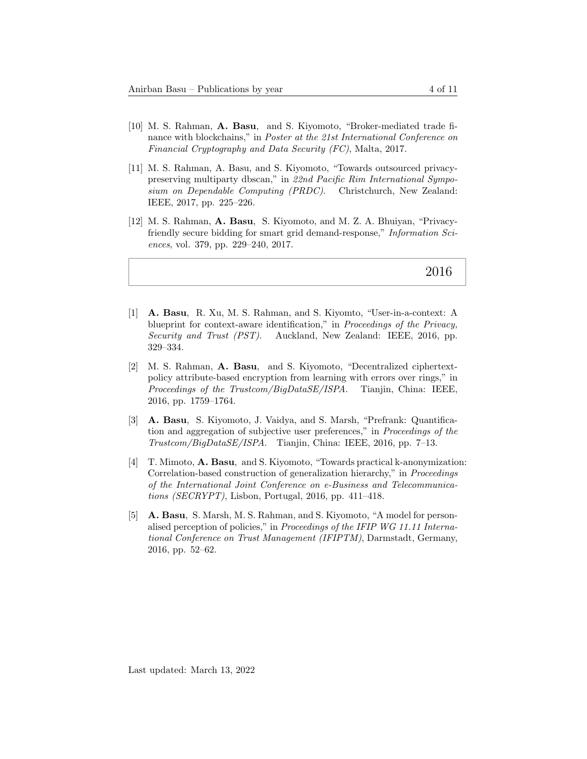[10] M. S. Rahman, **A. Basu**, and S. Kiyomoto, "Broker-mediated trade finance with blockchains," in *Poster at the 21st International Conference on Financial Cryptography and Data Security (FC)*, Malta, 2017.

[11] M. S. Rahman, A. Basu, and S. Kiyomoto, "Towards outsourced privacy-preserving multiparty dbscan," in *22nd Pacific Rim International Symposium on Dependable Computing (PRDC)*. Christchurch, New Zealand: IEEE, 2017, pp. 225–226.

[12] M. S. Rahman, **A. Basu**, S. Kiyomoto, and M. Z. A. Bhuiyan, "Privacy-friendly secure bidding for smart grid demand-response," *Information Sciences*, vol. 379, pp. 229–240, 2017.

## 2016

[1] **A. Basu**, R. Xu, M. S. Rahman, and S. Kiyomto, "User-in-a-context: A blueprint for context-aware identification," in *Proceedings of the Privacy, Security and Trust (PST)*. Auckland, New Zealand: IEEE, 2016, pp. 329–334.

[2] M. S. Rahman, **A. Basu**, and S. Kiyomoto, "Decentralized ciphertext-policy attribute-based encryption from learning with errors over rings," in *Proceedings of the Trustcom/BigDataSE/ISPA*. Tianjin, China: IEEE, 2016, pp. 1759–1764.

[3] **A. Basu**, S. Kiyomoto, J. Vaidya, and S. Marsh, "Prefrank: Quantification and aggregation of subjective user preferences," in *Proceedings of the Trustcom/BigDataSE/ISPA*. Tianjin, China: IEEE, 2016, pp. 7–13.

[4] T. Mimoto, **A. Basu**, and S. Kiyomoto, "Towards practical k-anonymization: Correlation-based construction of generalization hierarchy," in *Proceedings of the International Joint Conference on e-Business and Telecommunications (SECRYPT)*, Lisbon, Portugal, 2016, pp. 411–418.

[5] **A. Basu**, S. Marsh, M. S. Rahman, and S. Kiyomoto, "A model for personalised perception of policies," in *Proceedings of the IFIP WG 11.11 International Conference on Trust Management (IFIPTM)*, Darmstadt, Germany, 2016, pp. 52–62.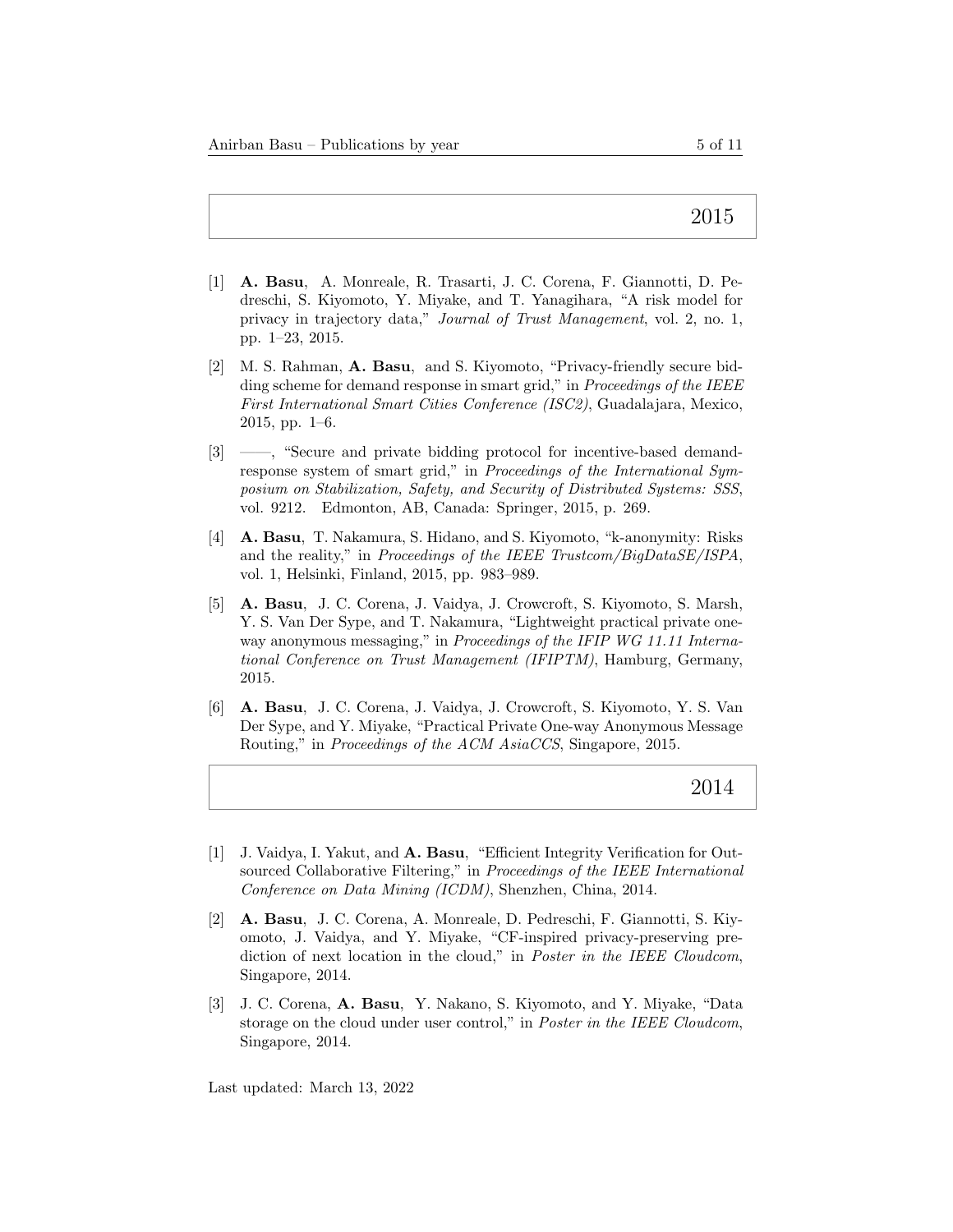## 2015

[1] **A. Basu**, A. Monreale, R. Trasarti, J. C. Corena, F. Giannotti, D. Pedreschi, S. Kiyomoto, Y. Miyake, and T. Yanagihara, "A risk model for privacy in trajectory data," *Journal of Trust Management*, vol. 2, no. 1, pp. 1–23, 2015.

[2] M. S. Rahman, **A. Basu**, and S. Kiyomoto, "Privacy-friendly secure bidding scheme for demand response in smart grid," in *Proceedings of the IEEE First International Smart Cities Conference (ISC2)*, Guadalajara, Mexico, 2015, pp. 1–6.

[3] ——, "Secure and private bidding protocol for incentive-based demand-response system of smart grid," in *Proceedings of the International Symposium on Stabilization, Safety, and Security of Distributed Systems: SSS*, vol. 9212. Edmonton, AB, Canada: Springer, 2015, p. 269.

[4] **A. Basu**, T. Nakamura, S. Hidano, and S. Kiyomoto, "k-anonymity: Risks and the reality," in *Proceedings of the IEEE Trustcom/BigDataSE/ISPA*, vol. 1, Helsinki, Finland, 2015, pp. 983–989.

[5] **A. Basu**, J. C. Corena, J. Vaidya, J. Crowcroft, S. Kiyomoto, S. Marsh, Y. S. Van Der Sype, and T. Nakamura, "Lightweight practical private one-way anonymous messaging," in *Proceedings of the IFIP WG 11.11 International Conference on Trust Management (IFIPTM)*, Hamburg, Germany, 2015.

[6] **A. Basu**, J. C. Corena, J. Vaidya, J. Crowcroft, S. Kiyomoto, Y. S. Van Der Sype, and Y. Miyake, "Practical Private One-way Anonymous Message Routing," in *Proceedings of the ACM AsiaCCS*, Singapore, 2015.

## 2014

[1] J. Vaidya, I. Yakut, and **A. Basu**, "Efficient Integrity Verification for Outsourced Collaborative Filtering," in *Proceedings of the IEEE International Conference on Data Mining (ICDM)*, Shenzhen, China, 2014.

[2] **A. Basu**, J. C. Corena, A. Monreale, D. Pedreschi, F. Giannotti, S. Kiyomoto, J. Vaidya, and Y. Miyake, "CF-inspired privacy-preserving prediction of next location in the cloud," in *Poster in the IEEE Cloudcom*, Singapore, 2014.

[3] J. C. Corena, **A. Basu**, Y. Nakano, S. Kiyomoto, and Y. Miyake, "Data storage on the cloud under user control," in *Poster in the IEEE Cloudcom*, Singapore, 2014.

Last updated: March 13, 2022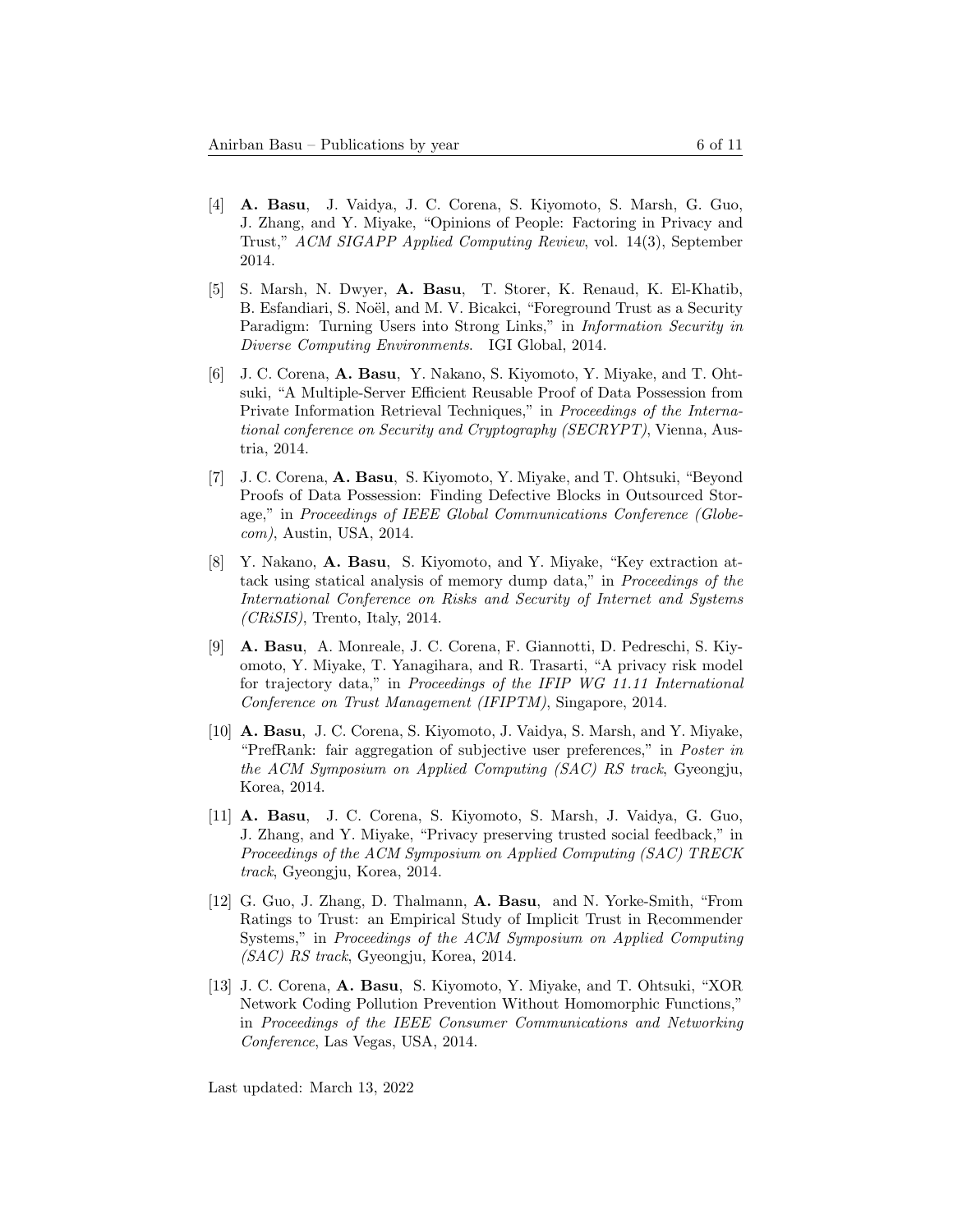[4] **A. Basu**, J. Vaidya, J. C. Corena, S. Kiyomoto, S. Marsh, G. Guo, J. Zhang, and Y. Miyake, "Opinions of People: Factoring in Privacy and Trust," *ACM SIGAPP Applied Computing Review*, vol. 14(3), September 2014.

[5] S. Marsh, N. Dwyer, **A. Basu**, T. Storer, K. Renaud, K. El-Khatib, B. Esfandiari, S. Noël, and M. V. Bicakci, "Foreground Trust as a Security Paradigm: Turning Users into Strong Links," in *Information Security in Diverse Computing Environments*. IGI Global, 2014.

[6] J. C. Corena, **A. Basu**, Y. Nakano, S. Kiyomoto, Y. Miyake, and T. Ohtsuki, "A Multiple-Server Efficient Reusable Proof of Data Possession from Private Information Retrieval Techniques," in *Proceedings of the International conference on Security and Cryptography (SECRYPT)*, Vienna, Austria, 2014.

[7] J. C. Corena, **A. Basu**, S. Kiyomoto, Y. Miyake, and T. Ohtsuki, "Beyond Proofs of Data Possession: Finding Defective Blocks in Outsourced Storage," in *Proceedings of IEEE Global Communications Conference (Globecom)*, Austin, USA, 2014.

[8] Y. Nakano, **A. Basu**, S. Kiyomoto, and Y. Miyake, "Key extraction attack using statical analysis of memory dump data," in *Proceedings of the International Conference on Risks and Security of Internet and Systems (CRiSIS)*, Trento, Italy, 2014.

[9] **A. Basu**, A. Monreale, J. C. Corena, F. Giannotti, D. Pedreschi, S. Kiyomoto, Y. Miyake, T. Yanagihara, and R. Trasarti, "A privacy risk model for trajectory data," in *Proceedings of the IFIP WG 11.11 International Conference on Trust Management (IFIPTM)*, Singapore, 2014.

[10] **A. Basu**, J. C. Corena, S. Kiyomoto, J. Vaidya, S. Marsh, and Y. Miyake, "PrefRank: fair aggregation of subjective user preferences," in *Poster in the ACM Symposium on Applied Computing (SAC) RS track*, Gyeongju, Korea, 2014.

[11] **A. Basu**, J. C. Corena, S. Kiyomoto, S. Marsh, J. Vaidya, G. Guo, J. Zhang, and Y. Miyake, "Privacy preserving trusted social feedback," in *Proceedings of the ACM Symposium on Applied Computing (SAC) TRECK track*, Gyeongju, Korea, 2014.

[12] G. Guo, J. Zhang, D. Thalmann, **A. Basu**, and N. Yorke-Smith, "From Ratings to Trust: an Empirical Study of Implicit Trust in Recommender Systems," in *Proceedings of the ACM Symposium on Applied Computing (SAC) RS track*, Gyeongju, Korea, 2014.

[13] J. C. Corena, **A. Basu**, S. Kiyomoto, Y. Miyake, and T. Ohtsuki, "XOR Network Coding Pollution Prevention Without Homomorphic Functions," in *Proceedings of the IEEE Consumer Communications and Networking Conference*, Las Vegas, USA, 2014.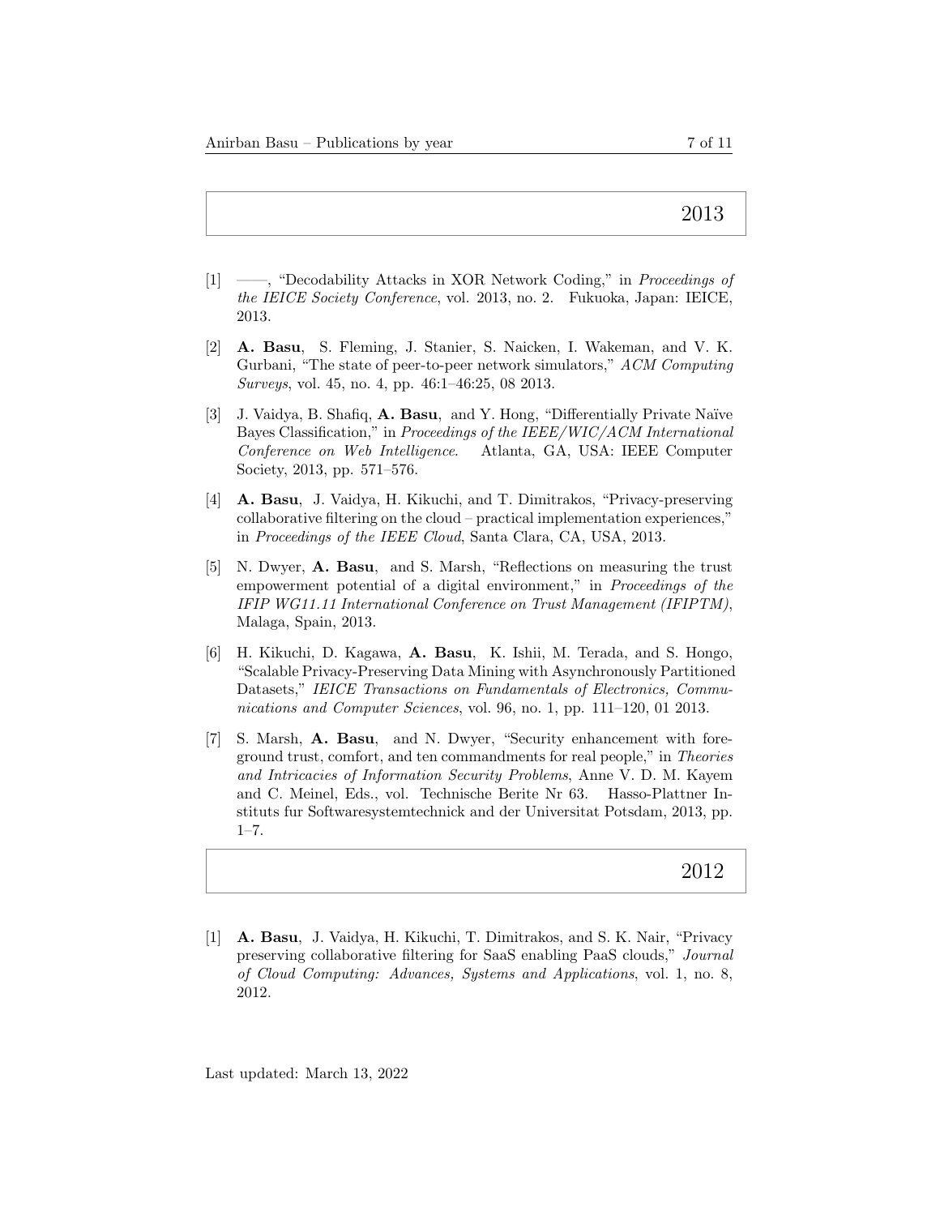## 2013

[1] ——, "Decodability Attacks in XOR Network Coding," in *Proceedings of the IEICE Society Conference*, vol. 2013, no. 2. Fukuoka, Japan: IEICE, 2013.

[2] **A. Basu**, S. Fleming, J. Stanier, S. Naicken, I. Wakeman, and V. K. Gurbani, "The state of peer-to-peer network simulators," *ACM Computing Surveys*, vol. 45, no. 4, pp. 46:1–46:25, 08 2013.

[3] J. Vaidya, B. Shafiq, **A. Basu**, and Y. Hong, "Differentially Private Naïve Bayes Classification," in *Proceedings of the IEEE/WIC/ACM International Conference on Web Intelligence*. Atlanta, GA, USA: IEEE Computer Society, 2013, pp. 571–576.

[4] **A. Basu**, J. Vaidya, H. Kikuchi, and T. Dimitrakos, "Privacy-preserving collaborative filtering on the cloud – practical implementation experiences," in *Proceedings of the IEEE Cloud*, Santa Clara, CA, USA, 2013.

[5] N. Dwyer, **A. Basu**, and S. Marsh, "Reflections on measuring the trust empowerment potential of a digital environment," in *Proceedings of the IFIP WG11.11 International Conference on Trust Management (IFIPTM)*, Malaga, Spain, 2013.

[6] H. Kikuchi, D. Kagawa, **A. Basu**, K. Ishii, M. Terada, and S. Hongo, "Scalable Privacy-Preserving Data Mining with Asynchronously Partitioned Datasets," *IEICE Transactions on Fundamentals of Electronics, Communications and Computer Sciences*, vol. 96, no. 1, pp. 111–120, 01 2013.

[7] S. Marsh, **A. Basu**, and N. Dwyer, "Security enhancement with foreground trust, comfort, and ten commandments for real people," in *Theories and Intricacies of Information Security Problems*, Anne V. D. M. Kayem and C. Meinel, Eds., vol. Technische Berite Nr 63. Hasso-Plattner Instituts fur Softwaresystemtechnick and der Universitat Potsdam, 2013, pp. 1–7.

## 2012

[1] **A. Basu**, J. Vaidya, H. Kikuchi, T. Dimitrakos, and S. K. Nair, "Privacy preserving collaborative filtering for SaaS enabling PaaS clouds," *Journal of Cloud Computing: Advances, Systems and Applications*, vol. 1, no. 8, 2012.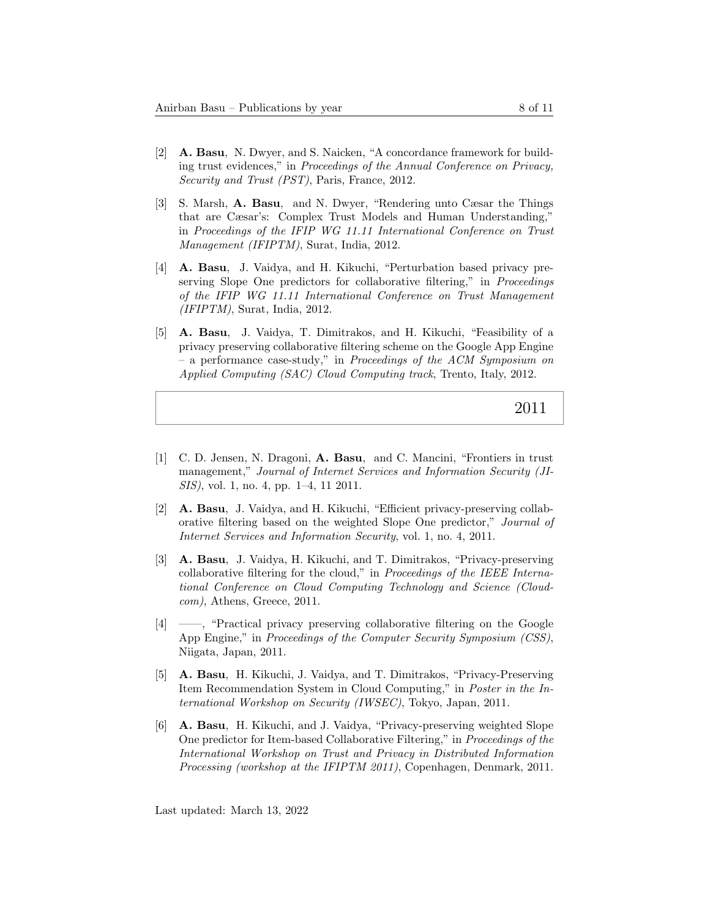[2] **A. Basu**, N. Dwyer, and S. Naicken, "A concordance framework for building trust evidences," in *Proceedings of the Annual Conference on Privacy, Security and Trust (PST)*, Paris, France, 2012.

[3] S. Marsh, **A. Basu**, and N. Dwyer, "Rendering unto Cæsar the Things that are Cæsar's: Complex Trust Models and Human Understanding," in *Proceedings of the IFIP WG 11.11 International Conference on Trust Management (IFIPTM)*, Surat, India, 2012.

[4] **A. Basu**, J. Vaidya, and H. Kikuchi, "Perturbation based privacy preserving Slope One predictors for collaborative filtering," in *Proceedings of the IFIP WG 11.11 International Conference on Trust Management (IFIPTM)*, Surat, India, 2012.

[5] **A. Basu**, J. Vaidya, T. Dimitrakos, and H. Kikuchi, "Feasibility of a privacy preserving collaborative filtering scheme on the Google App Engine – a performance case-study," in *Proceedings of the ACM Symposium on Applied Computing (SAC) Cloud Computing track*, Trento, Italy, 2012.

## 2011

[1] C. D. Jensen, N. Dragoni, **A. Basu**, and C. Mancini, "Frontiers in trust management," *Journal of Internet Services and Information Security (JISIS)*, vol. 1, no. 4, pp. 1–4, 11 2011.

[2] **A. Basu**, J. Vaidya, and H. Kikuchi, "Efficient privacy-preserving collaborative filtering based on the weighted Slope One predictor," *Journal of Internet Services and Information Security*, vol. 1, no. 4, 2011.

[3] **A. Basu**, J. Vaidya, H. Kikuchi, and T. Dimitrakos, "Privacy-preserving collaborative filtering for the cloud," in *Proceedings of the IEEE International Conference on Cloud Computing Technology and Science (Cloudcom)*, Athens, Greece, 2011.

[4] ——, "Practical privacy preserving collaborative filtering on the Google App Engine," in *Proceedings of the Computer Security Symposium (CSS)*, Niigata, Japan, 2011.

[5] **A. Basu**, H. Kikuchi, J. Vaidya, and T. Dimitrakos, "Privacy-Preserving Item Recommendation System in Cloud Computing," in *Poster in the International Workshop on Security (IWSEC)*, Tokyo, Japan, 2011.

[6] **A. Basu**, H. Kikuchi, and J. Vaidya, "Privacy-preserving weighted Slope One predictor for Item-based Collaborative Filtering," in *Proceedings of the International Workshop on Trust and Privacy in Distributed Information Processing (workshop at the IFIPTM 2011)*, Copenhagen, Denmark, 2011.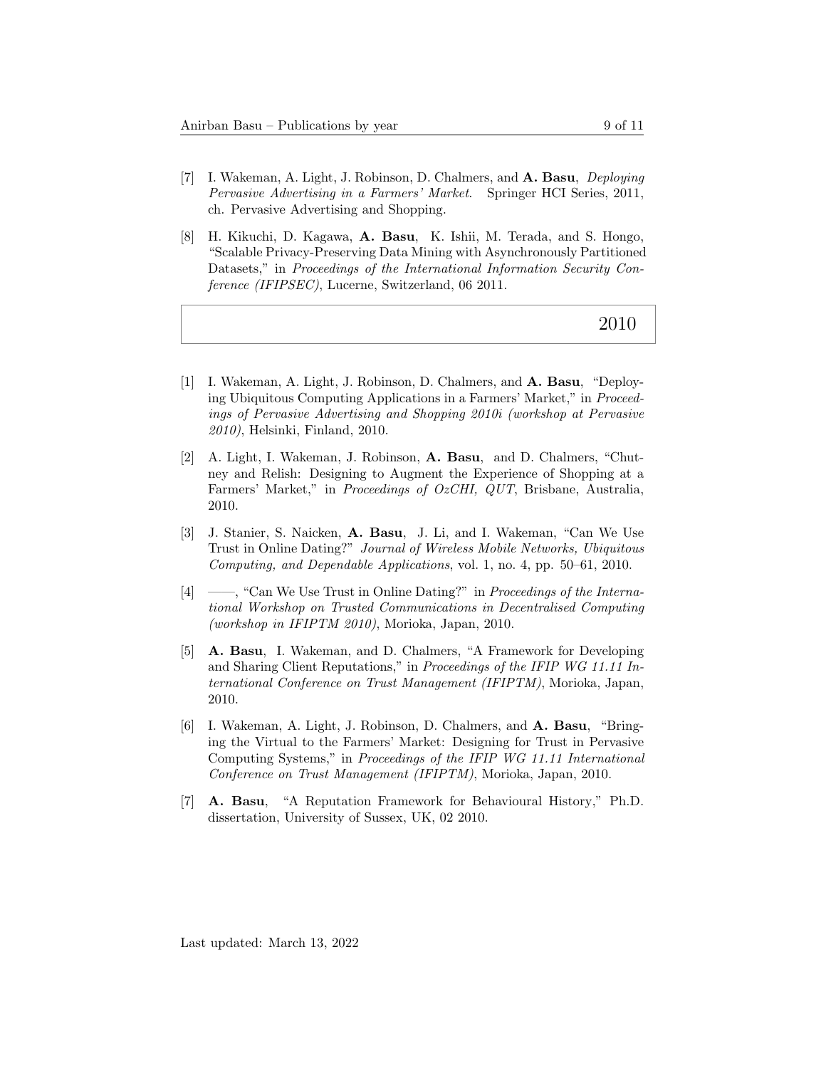[7] I. Wakeman, A. Light, J. Robinson, D. Chalmers, and **A. Basu**, *Deploying Pervasive Advertising in a Farmers' Market*. Springer HCI Series, 2011, ch. Pervasive Advertising and Shopping.

[8] H. Kikuchi, D. Kagawa, **A. Basu**, K. Ishii, M. Terada, and S. Hongo, "Scalable Privacy-Preserving Data Mining with Asynchronously Partitioned Datasets," in *Proceedings of the International Information Security Conference (IFIPSEC)*, Lucerne, Switzerland, 06 2011.

## 2010

[1] I. Wakeman, A. Light, J. Robinson, D. Chalmers, and **A. Basu**, "Deploying Ubiquitous Computing Applications in a Farmers' Market," in *Proceedings of Pervasive Advertising and Shopping 2010i (workshop at Pervasive 2010)*, Helsinki, Finland, 2010.

[2] A. Light, I. Wakeman, J. Robinson, **A. Basu**, and D. Chalmers, "Chutney and Relish: Designing to Augment the Experience of Shopping at a Farmers' Market," in *Proceedings of OzCHI, QUT*, Brisbane, Australia, 2010.

[3] J. Stanier, S. Naicken, **A. Basu**, J. Li, and I. Wakeman, "Can We Use Trust in Online Dating?" *Journal of Wireless Mobile Networks, Ubiquitous Computing, and Dependable Applications*, vol. 1, no. 4, pp. 50–61, 2010.

[4] ——, "Can We Use Trust in Online Dating?" in *Proceedings of the International Workshop on Trusted Communications in Decentralised Computing (workshop in IFIPTM 2010)*, Morioka, Japan, 2010.

[5] **A. Basu**, I. Wakeman, and D. Chalmers, "A Framework for Developing and Sharing Client Reputations," in *Proceedings of the IFIP WG 11.11 International Conference on Trust Management (IFIPTM)*, Morioka, Japan, 2010.

[6] I. Wakeman, A. Light, J. Robinson, D. Chalmers, and **A. Basu**, "Bringing the Virtual to the Farmers' Market: Designing for Trust in Pervasive Computing Systems," in *Proceedings of the IFIP WG 11.11 International Conference on Trust Management (IFIPTM)*, Morioka, Japan, 2010.

[7] **A. Basu**, "A Reputation Framework for Behavioural History," Ph.D. dissertation, University of Sussex, UK, 02 2010.

Last updated: March 13, 2022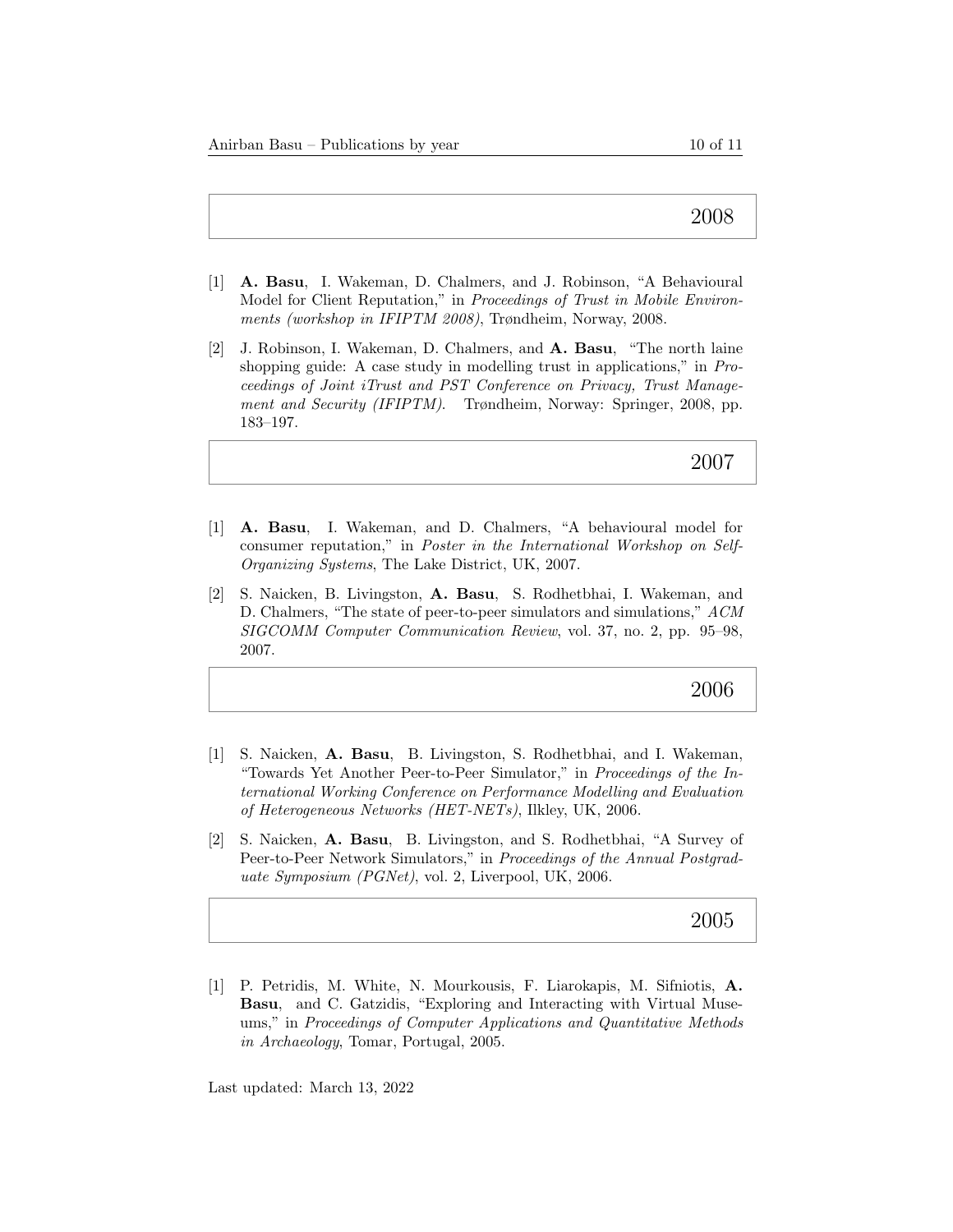## 2008

[1] **A. Basu**, I. Wakeman, D. Chalmers, and J. Robinson, "A Behavioural Model for Client Reputation," in *Proceedings of Trust in Mobile Environments (workshop in IFIPTM 2008)*, Trøndheim, Norway, 2008.

[2] J. Robinson, I. Wakeman, D. Chalmers, and **A. Basu**, "The north laine shopping guide: A case study in modelling trust in applications," in *Proceedings of Joint iTrust and PST Conference on Privacy, Trust Management and Security (IFIPTM)*. Trøndheim, Norway: Springer, 2008, pp. 183–197.

## 2007

[1] **A. Basu**, I. Wakeman, and D. Chalmers, "A behavioural model for consumer reputation," in *Poster in the International Workshop on Self-Organizing Systems*, The Lake District, UK, 2007.

[2] S. Naicken, B. Livingston, **A. Basu**, S. Rodhetbhai, I. Wakeman, and D. Chalmers, "The state of peer-to-peer simulators and simulations," *ACM SIGCOMM Computer Communication Review*, vol. 37, no. 2, pp. 95–98, 2007.

## 2006

[1] S. Naicken, **A. Basu**, B. Livingston, S. Rodhetbhai, and I. Wakeman, "Towards Yet Another Peer-to-Peer Simulator," in *Proceedings of the International Working Conference on Performance Modelling and Evaluation of Heterogeneous Networks (HET-NETs)*, Ilkley, UK, 2006.

[2] S. Naicken, **A. Basu**, B. Livingston, and S. Rodhetbhai, "A Survey of Peer-to-Peer Network Simulators," in *Proceedings of the Annual Postgraduate Symposium (PGNet)*, vol. 2, Liverpool, UK, 2006.

## 2005

[1] P. Petridis, M. White, N. Mourkousis, F. Liarokapis, M. Sifniotis, **A. Basu**, and C. Gatzidis, "Exploring and Interacting with Virtual Museums," in *Proceedings of Computer Applications and Quantitative Methods in Archaeology*, Tomar, Portugal, 2005.

Last updated: March 13, 2022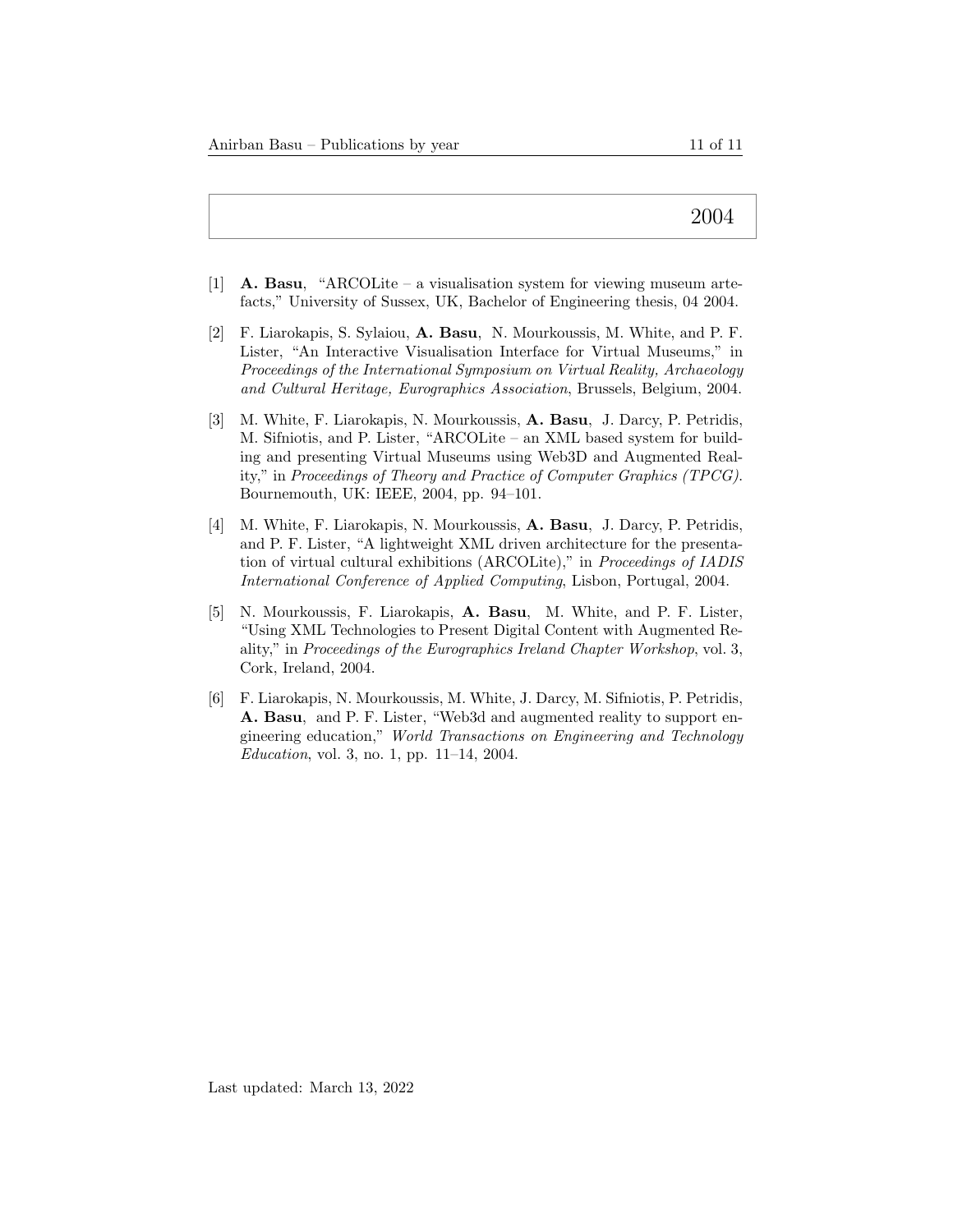## 2004

[1] **A. Basu**, "ARCOLite – a visualisation system for viewing museum artefacts," University of Sussex, UK, Bachelor of Engineering thesis, 04 2004.

[2] F. Liarokapis, S. Sylaiou, **A. Basu**, N. Mourkoussis, M. White, and P. F. Lister, "An Interactive Visualisation Interface for Virtual Museums," in *Proceedings of the International Symposium on Virtual Reality, Archaeology and Cultural Heritage, Eurographics Association*, Brussels, Belgium, 2004.

[3] M. White, F. Liarokapis, N. Mourkoussis, **A. Basu**, J. Darcy, P. Petridis, M. Sifniotis, and P. Lister, "ARCOLite – an XML based system for building and presenting Virtual Museums using Web3D and Augmented Reality," in *Proceedings of Theory and Practice of Computer Graphics (TPCG)*. Bournemouth, UK: IEEE, 2004, pp. 94–101.

[4] M. White, F. Liarokapis, N. Mourkoussis, **A. Basu**, J. Darcy, P. Petridis, and P. F. Lister, "A lightweight XML driven architecture for the presentation of virtual cultural exhibitions (ARCOLite)," in *Proceedings of IADIS International Conference of Applied Computing*, Lisbon, Portugal, 2004.

[5] N. Mourkoussis, F. Liarokapis, **A. Basu**, M. White, and P. F. Lister, "Using XML Technologies to Present Digital Content with Augmented Reality," in *Proceedings of the Eurographics Ireland Chapter Workshop*, vol. 3, Cork, Ireland, 2004.

[6] F. Liarokapis, N. Mourkoussis, M. White, J. Darcy, M. Sifniotis, P. Petridis, **A. Basu**, and P. F. Lister, "Web3d and augmented reality to support engineering education," *World Transactions on Engineering and Technology Education*, vol. 3, no. 1, pp. 11–14, 2004.

Last updated: March 13, 2022